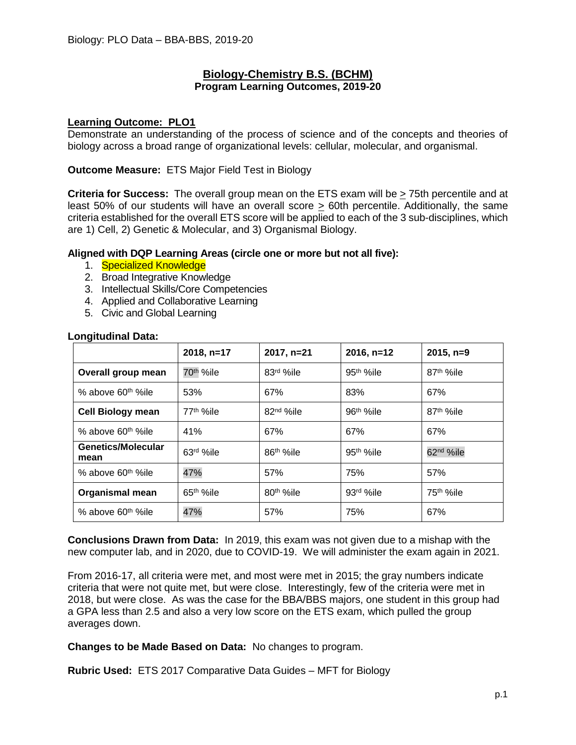## Biology-Chemistry B.S. (BCHM)

### Program Learning Outcomes, 2019-20

**Learning Outcome: PLO1**

Demonstrate an understanding of the process of science and of the concepts and theories of biology across a broad range of organizational levels: cellular, molecular, and organismal.

**Outcome Measure:** ETS Major Field Test in Biology

**Criteria for Success:** The overall group mean on the ETS exam will be > 75th percentile and at least 50% of our students will have an overall score > 60th percentile. Additionally, the same criteria established for the overall ETS score will be applied to each of the 3 sub-disciplines, which are 1) Cell, 2) Genetic & Molecular, and 3) Organismal Biology.

**Aligned with DQP Learning Areas (circle one or more but not all five):**

1. Specialized Knowledge
2. Broad Integrative Knowledge
3. Intellectual Skills/Core Competencies
4. Applied and Collaborative Learning
5. Civic and Global Learning

**Longitudinal Data:**

| | 2018, n=17 | 2017, n=21 | 2016, n=12 | 2015, n=9 |
|---|---|---|---|---|
| **Overall group mean** | 70th %ile | 83rd %ile | 95th %ile | 87th %ile |
| % above 60th %ile | 53% | 67% | 83% | 67% |
| **Cell Biology mean** | 77th %ile | 82nd %ile | 96th %ile | 87th %ile |
| % above 60th %ile | 41% | 67% | 67% | 67% |
| **Genetics/Molecular mean** | 63rd %ile | 86th %ile | 95th %ile | 62nd %ile |
| % above 60th %ile | 47% | 57% | 75% | 57% |
| **Organismal mean** | 65th %ile | 80th %ile | 93rd %ile | 75th %ile |
| % above 60th %ile | 47% | 57% | 75% | 67% |

**Conclusions Drawn from Data:** In 2019, this exam was not given due to a mishap with the new computer lab, and in 2020, due to COVID-19. We will administer the exam again in 2021.

From 2016-17, all criteria were met, and most were met in 2015; the gray numbers indicate criteria that were not quite met, but were close. Interestingly, few of the criteria were met in 2018, but were close. As was the case for the BBA/BBS majors, one student in this group had a GPA less than 2.5 and also a very low score on the ETS exam, which pulled the group averages down.

**Changes to be Made Based on Data:** No changes to program.

**Rubric Used:** ETS 2017 Comparative Data Guides – MFT for Biology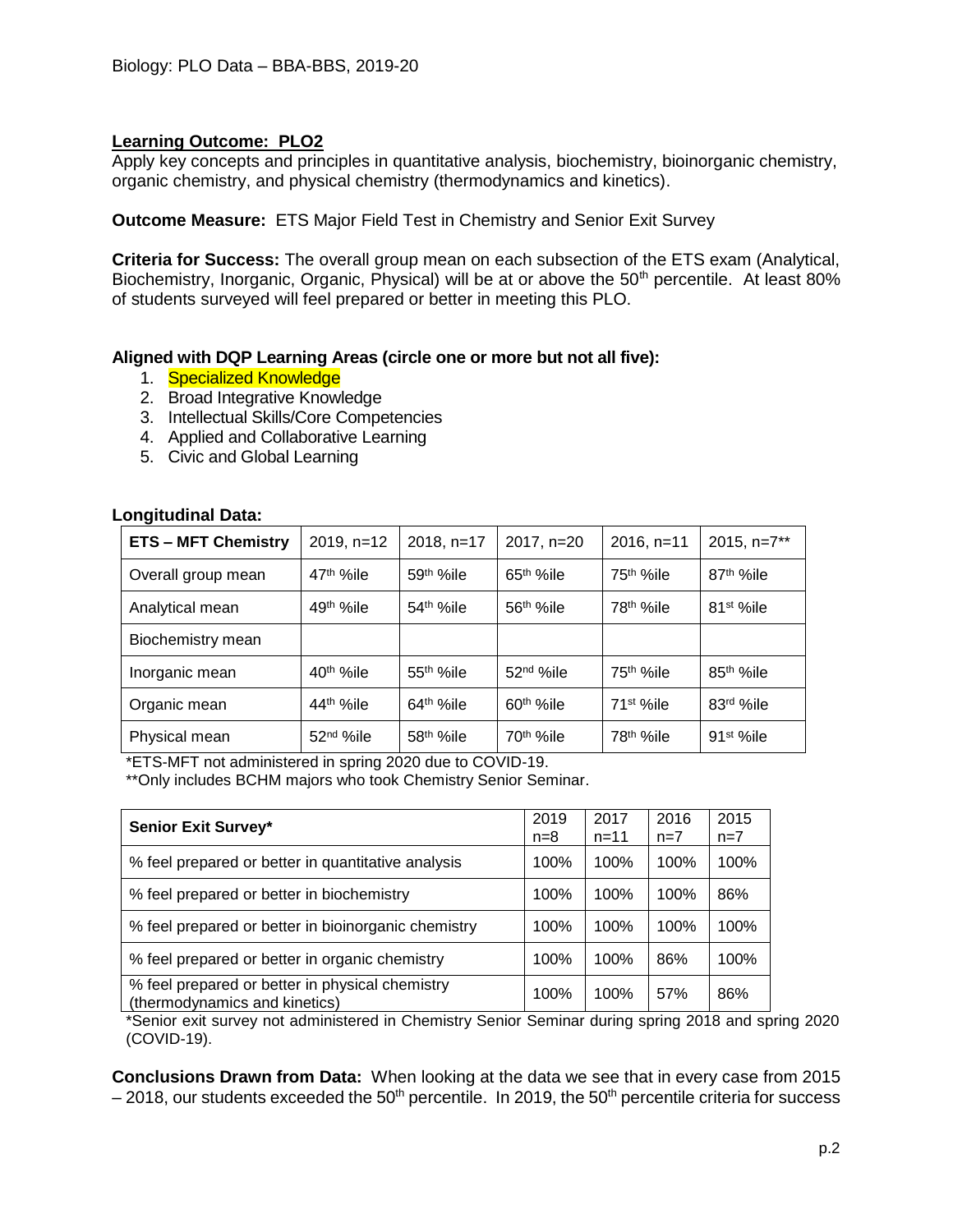Biology: PLO Data – BBA-BBS, 2019-20

**Learning Outcome: PLO2**
Apply key concepts and principles in quantitative analysis, biochemistry, bioinorganic chemistry, organic chemistry, and physical chemistry (thermodynamics and kinetics).

**Outcome Measure:** ETS Major Field Test in Chemistry and Senior Exit Survey

**Criteria for Success:** The overall group mean on each subsection of the ETS exam (Analytical, Biochemistry, Inorganic, Organic, Physical) will be at or above the 50th percentile. At least 80% of students surveyed will feel prepared or better in meeting this PLO.

**Aligned with DQP Learning Areas (circle one or more but not all five):**

1. Specialized Knowledge
2. Broad Integrative Knowledge
3. Intellectual Skills/Core Competencies
4. Applied and Collaborative Learning
5. Civic and Global Learning

**Longitudinal Data:**

| ETS – MFT Chemistry | 2019, n=12 | 2018, n=17 | 2017, n=20 | 2016, n=11 | 2015, n=7** |
|---|---|---|---|---|---|
| Overall group mean | 47th %ile | 59th %ile | 65th %ile | 75th %ile | 87th %ile |
| Analytical mean | 49th %ile | 54th %ile | 56th %ile | 78th %ile | 81st %ile |
| Biochemistry mean | | | | | |
| Inorganic mean | 40th %ile | 55th %ile | 52nd %ile | 75th %ile | 85th %ile |
| Organic mean | 44th %ile | 64th %ile | 60th %ile | 71st %ile | 83rd %ile |
| Physical mean | 52nd %ile | 58th %ile | 70th %ile | 78th %ile | 91st %ile |

*ETS-MFT not administered in spring 2020 due to COVID-19.
**Only includes BCHM majors who took Chemistry Senior Seminar.

| Senior Exit Survey* | 2019 n=8 | 2017 n=11 | 2016 n=7 | 2015 n=7 |
|---|---|---|---|---|
| % feel prepared or better in quantitative analysis | 100% | 100% | 100% | 100% |
| % feel prepared or better in biochemistry | 100% | 100% | 100% | 86% |
| % feel prepared or better in bioinorganic chemistry | 100% | 100% | 100% | 100% |
| % feel prepared or better in organic chemistry | 100% | 100% | 86% | 100% |
| % feel prepared or better in physical chemistry (thermodynamics and kinetics) | 100% | 100% | 57% | 86% |

*Senior exit survey not administered in Chemistry Senior Seminar during spring 2018 and spring 2020 (COVID-19).

**Conclusions Drawn from Data:** When looking at the data we see that in every case from 2015 – 2018, our students exceeded the 50th percentile. In 2019, the 50th percentile criteria for success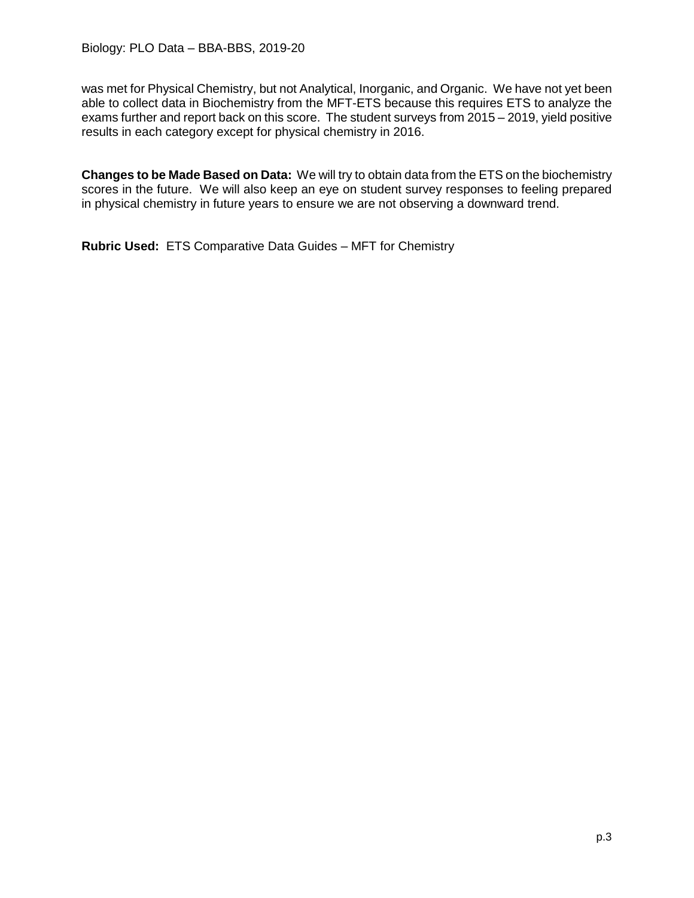was met for Physical Chemistry, but not Analytical, Inorganic, and Organic. We have not yet been able to collect data in Biochemistry from the MFT-ETS because this requires ETS to analyze the exams further and report back on this score. The student surveys from 2015 – 2019, yield positive results in each category except for physical chemistry in 2016.

**Changes to be Made Based on Data:** We will try to obtain data from the ETS on the biochemistry scores in the future. We will also keep an eye on student survey responses to feeling prepared in physical chemistry in future years to ensure we are not observing a downward trend.

**Rubric Used:** ETS Comparative Data Guides – MFT for Chemistry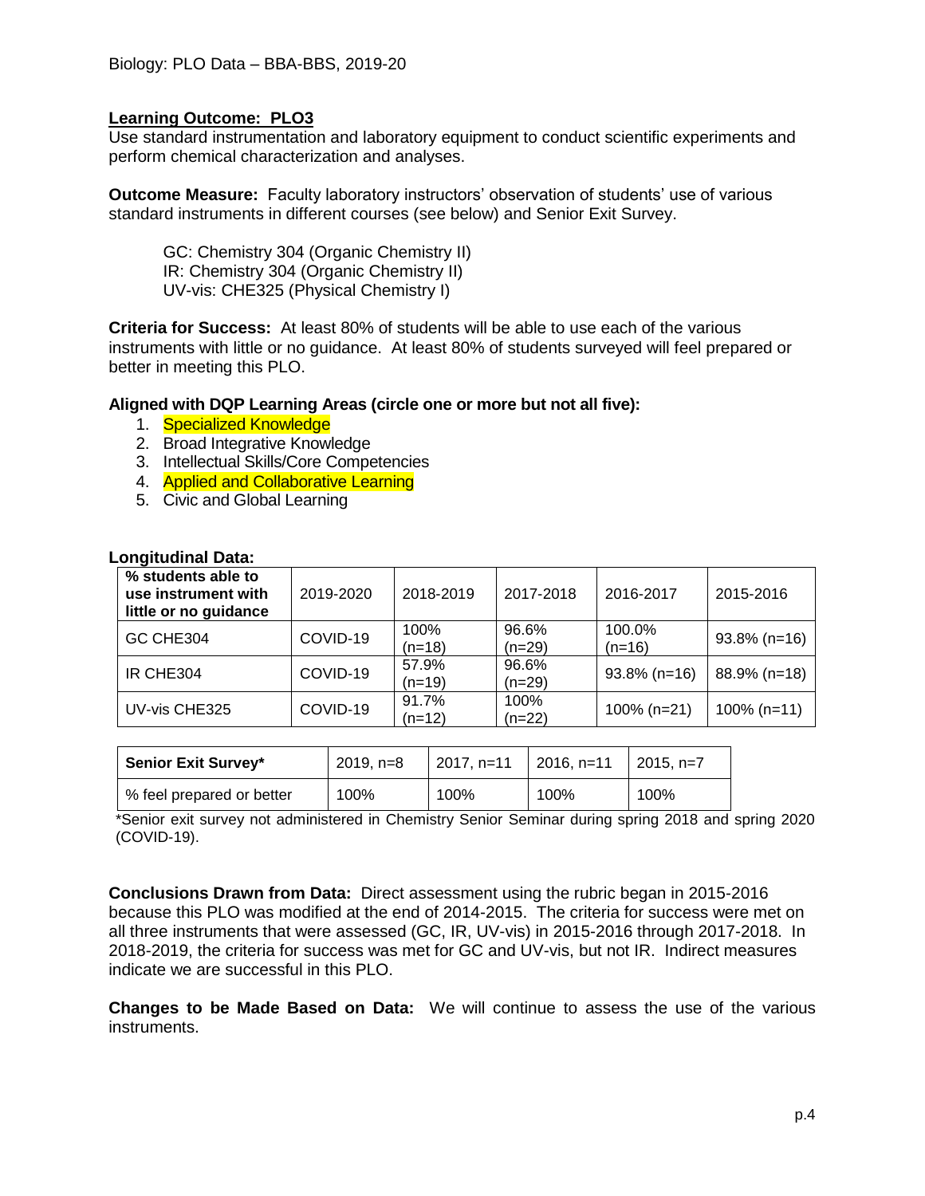Biology: PLO Data – BBA-BBS, 2019-20

**Learning Outcome: PLO3**

Use standard instrumentation and laboratory equipment to conduct scientific experiments and perform chemical characterization and analyses.

**Outcome Measure:** Faculty laboratory instructors' observation of students' use of various standard instruments in different courses (see below) and Senior Exit Survey.

GC: Chemistry 304 (Organic Chemistry II)
IR: Chemistry 304 (Organic Chemistry II)
UV-vis: CHE325 (Physical Chemistry I)

**Criteria for Success:** At least 80% of students will be able to use each of the various instruments with little or no guidance. At least 80% of students surveyed will feel prepared or better in meeting this PLO.

**Aligned with DQP Learning Areas (circle one or more but not all five):**

1. Specialized Knowledge
2. Broad Integrative Knowledge
3. Intellectual Skills/Core Competencies
4. Applied and Collaborative Learning
5. Civic and Global Learning

**Longitudinal Data:**

| **% students able to use instrument with little or no guidance** | 2019-2020 | 2018-2019 | 2017-2018 | 2016-2017 | 2015-2016 |
|---|---|---|---|---|---|
| GC CHE304 | COVID-19 | 100% (n=18) | 96.6% (n=29) | 100.0% (n=16) | 93.8% (n=16) |
| IR CHE304 | COVID-19 | 57.9% (n=19) | 96.6% (n=29) | 93.8% (n=16) | 88.9% (n=18) |
| UV-vis CHE325 | COVID-19 | 91.7% (n=12) | 100% (n=22) | 100% (n=21) | 100% (n=11) |

| **Senior Exit Survey*** | 2019, n=8 | 2017, n=11 | 2016, n=11 | 2015, n=7 |
|---|---|---|---|---|
| % feel prepared or better | 100% | 100% | 100% | 100% |

*Senior exit survey not administered in Chemistry Senior Seminar during spring 2018 and spring 2020 (COVID-19).

**Conclusions Drawn from Data:** Direct assessment using the rubric began in 2015-2016 because this PLO was modified at the end of 2014-2015. The criteria for success were met on all three instruments that were assessed (GC, IR, UV-vis) in 2015-2016 through 2017-2018. In 2018-2019, the criteria for success was met for GC and UV-vis, but not IR. Indirect measures indicate we are successful in this PLO.

**Changes to be Made Based on Data:** We will continue to assess the use of the various instruments.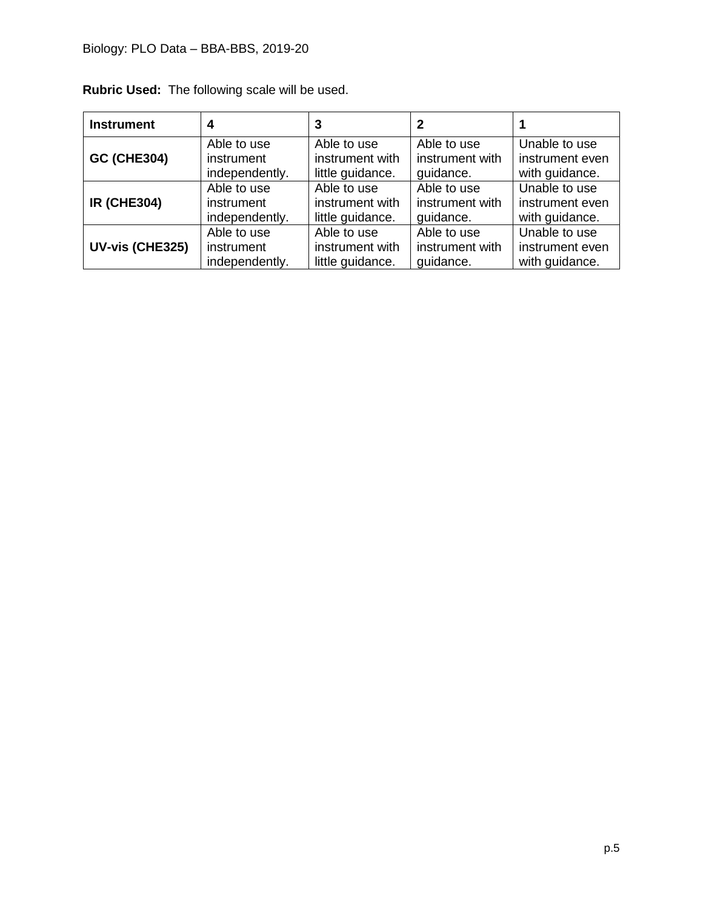**Rubric Used:** The following scale will be used.

| Instrument | 4 | 3 | 2 | 1 |
|---|---|---|---|---|
| **GC (CHE304)** | Able to use instrument independently. | Able to use instrument with little guidance. | Able to use instrument with guidance. | Unable to use instrument even with guidance. |
| **IR (CHE304)** | Able to use instrument independently. | Able to use instrument with little guidance. | Able to use instrument with guidance. | Unable to use instrument even with guidance. |
| **UV-vis (CHE325)** | Able to use instrument independently. | Able to use instrument with little guidance. | Able to use instrument with guidance. | Unable to use instrument even with guidance. |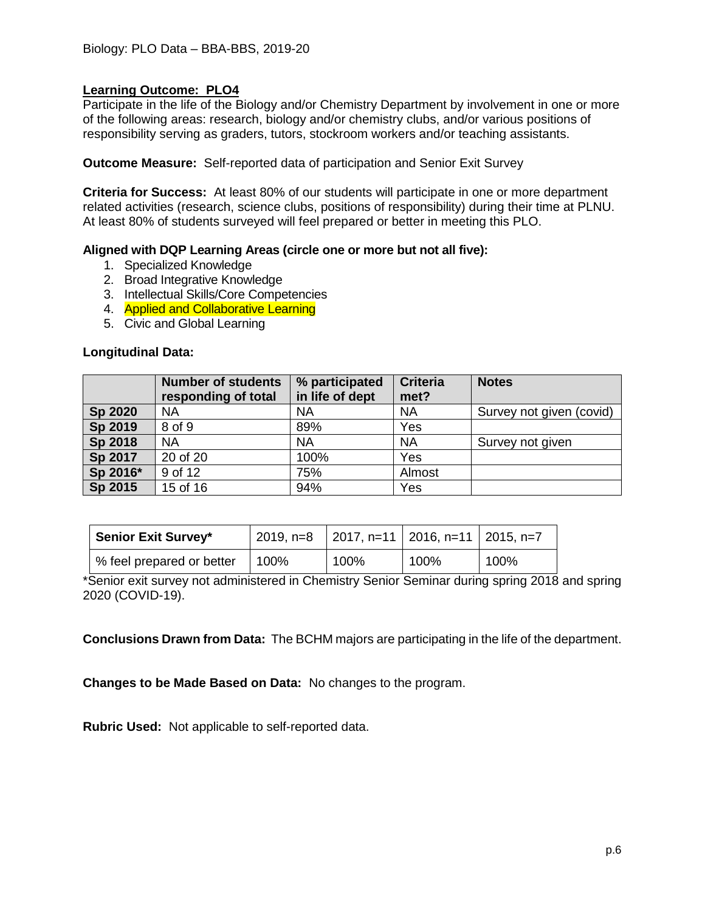Biology: PLO Data – BBA-BBS, 2019-20

**Learning Outcome: PLO4**

Participate in the life of the Biology and/or Chemistry Department by involvement in one or more of the following areas: research, biology and/or chemistry clubs, and/or various positions of responsibility serving as graders, tutors, stockroom workers and/or teaching assistants.

**Outcome Measure:** Self-reported data of participation and Senior Exit Survey

**Criteria for Success:** At least 80% of our students will participate in one or more department related activities (research, science clubs, positions of responsibility) during their time at PLNU. At least 80% of students surveyed will feel prepared or better in meeting this PLO.

**Aligned with DQP Learning Areas (circle one or more but not all five):**

1. Specialized Knowledge
2. Broad Integrative Knowledge
3. Intellectual Skills/Core Competencies
4. Applied and Collaborative Learning
5. Civic and Global Learning

**Longitudinal Data:**

| | Number of students responding of total | % participated in life of dept | Criteria met? | Notes |
|---|---|---|---|---|
| **Sp 2020** | NA | NA | NA | Survey not given (covid) |
| **Sp 2019** | 8 of 9 | 89% | Yes | |
| **Sp 2018** | NA | NA | NA | Survey not given |
| **Sp 2017** | 20 of 20 | 100% | Yes | |
| **Sp 2016*** | 9 of 12 | 75% | Almost | |
| **Sp 2015** | 15 of 16 | 94% | Yes | |

| **Senior Exit Survey*** | 2019, n=8 | 2017, n=11 | 2016, n=11 | 2015, n=7 |
|---|---|---|---|---|
| % feel prepared or better | 100% | 100% | 100% | 100% |

*Senior exit survey not administered in Chemistry Senior Seminar during spring 2018 and spring 2020 (COVID-19).

**Conclusions Drawn from Data:** The BCHM majors are participating in the life of the department.

**Changes to be Made Based on Data:** No changes to the program.

**Rubric Used:** Not applicable to self-reported data.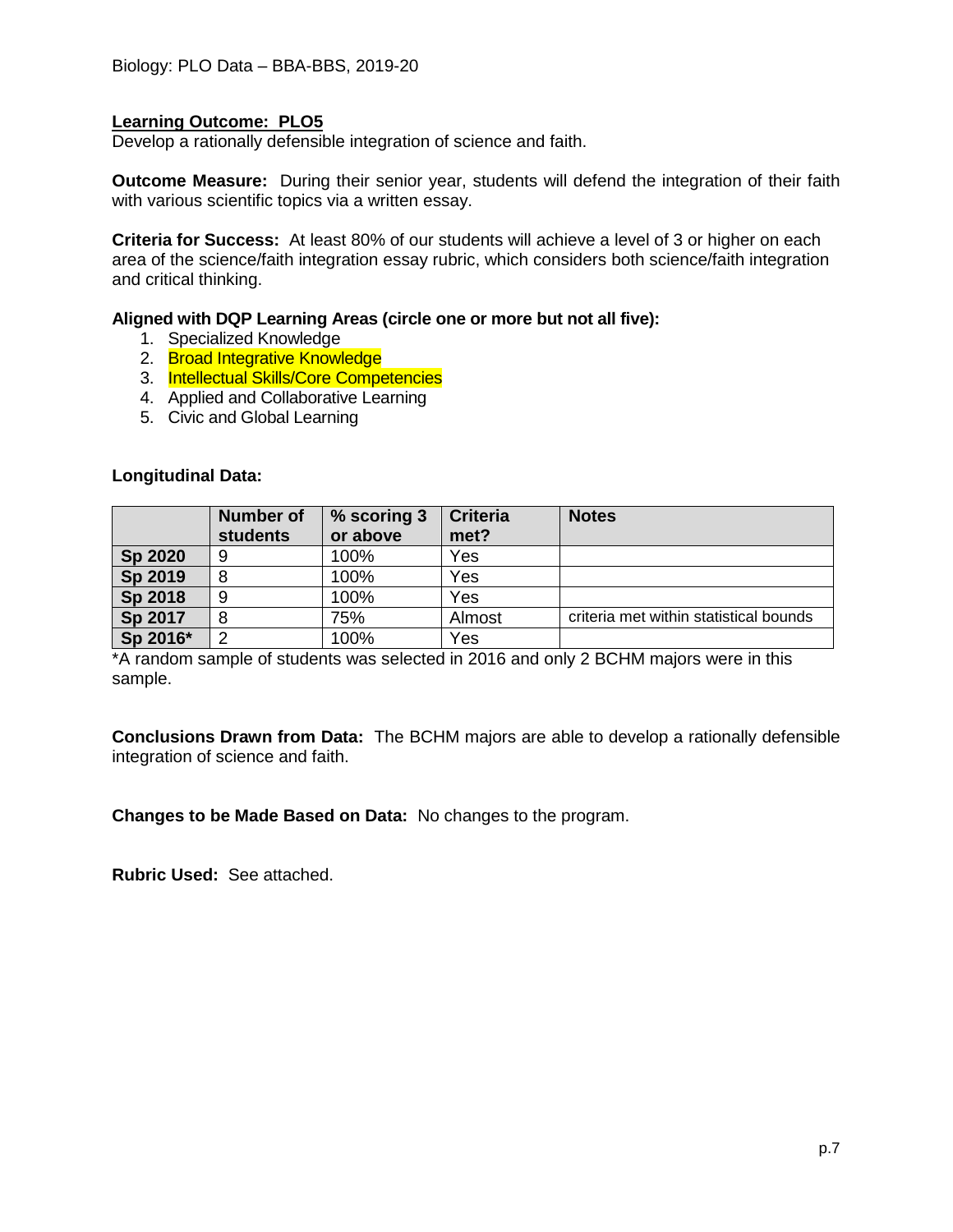Biology: PLO Data – BBA-BBS, 2019-20

**Learning Outcome: PLO5**
Develop a rationally defensible integration of science and faith.

**Outcome Measure:** During their senior year, students will defend the integration of their faith with various scientific topics via a written essay.

**Criteria for Success:** At least 80% of our students will achieve a level of 3 or higher on each area of the science/faith integration essay rubric, which considers both science/faith integration and critical thinking.

**Aligned with DQP Learning Areas (circle one or more but not all five):**

1. Specialized Knowledge
2. Broad Integrative Knowledge
3. Intellectual Skills/Core Competencies
4. Applied and Collaborative Learning
5. Civic and Global Learning

**Longitudinal Data:**

| | Number of students | % scoring 3 or above | Criteria met? | Notes |
|---|---|---|---|---|
| **Sp 2020** | 9 | 100% | Yes | |
| **Sp 2019** | 8 | 100% | Yes | |
| **Sp 2018** | 9 | 100% | Yes | |
| **Sp 2017** | 8 | 75% | Almost | criteria met within statistical bounds |
| **Sp 2016*** | 2 | 100% | Yes | |

*A random sample of students was selected in 2016 and only 2 BCHM majors were in this sample.

**Conclusions Drawn from Data:** The BCHM majors are able to develop a rationally defensible integration of science and faith.

**Changes to be Made Based on Data:** No changes to the program.

**Rubric Used:** See attached.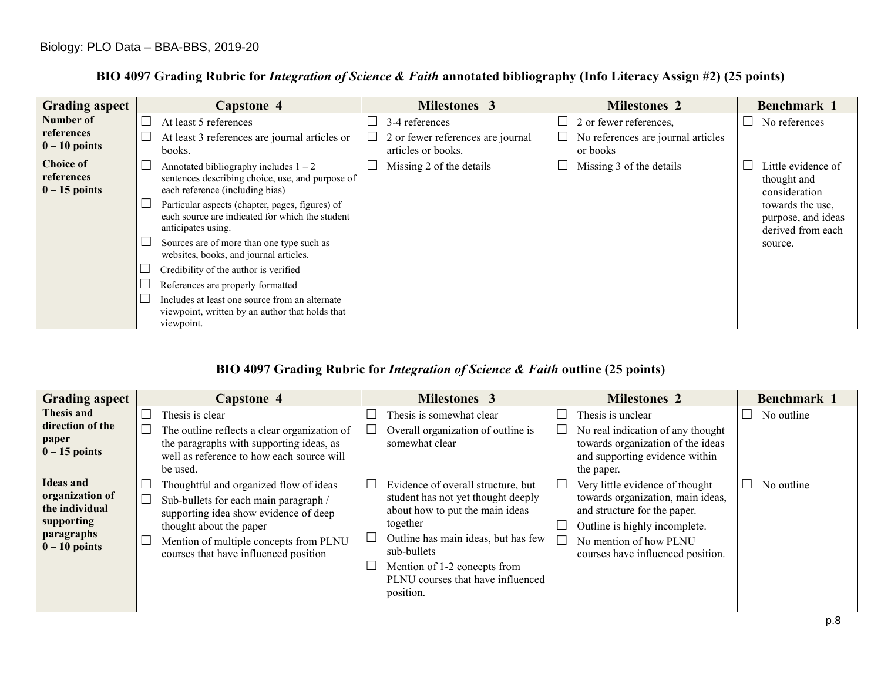Biology: PLO Data – BBA-BBS, 2019-20

### BIO 4097 Grading Rubric for *Integration of Science & Faith* annotated bibliography (Info Literacy Assign #2) (25 points)

| Grading aspect | Capstone 4 | Milestones 3 | Milestones 2 | Benchmark 1 |
|---|---|---|---|---|
| **Number of references 0 – 10 points** | ☐ At least 5 references<br>☐ At least 3 references are journal articles or books. | ☐ 3-4 references<br>☐ 2 or fewer references are journal articles or books. | ☐ 2 or fewer references,<br>☐ No references are journal articles or books | ☐ No references |
| **Choice of references 0 – 15 points** | ☐ Annotated bibliography includes 1 – 2 sentences describing choice, use, and purpose of each reference (including bias)<br>☐ Particular aspects (chapter, pages, figures) of each source are indicated for which the student anticipates using.<br>☐ Sources are of more than one type such as websites, books, and journal articles.<br>☐ Credibility of the author is verified<br>☐ References are properly formatted<br>☐ Includes at least one source from an alternate viewpoint, written by an author that holds that viewpoint. | ☐ Missing 2 of the details | ☐ Missing 3 of the details | ☐ Little evidence of thought and consideration towards the use, purpose, and ideas derived from each source. |

### BIO 4097 Grading Rubric for *Integration of Science & Faith* outline (25 points)

| Grading aspect | Capstone 4 | Milestones 3 | Milestones 2 | Benchmark 1 |
|---|---|---|---|---|
| **Thesis and direction of the paper 0 – 15 points** | ☐ Thesis is clear<br>☐ The outline reflects a clear organization of the paragraphs with supporting ideas, as well as reference to how each source will be used. | ☐ Thesis is somewhat clear<br>☐ Overall organization of outline is somewhat clear | ☐ Thesis is unclear<br>☐ No real indication of any thought towards organization of the ideas and supporting evidence within the paper. | ☐ No outline |
| **Ideas and organization of the individual supporting paragraphs 0 – 10 points** | ☐ Thoughtful and organized flow of ideas<br>☐ Sub-bullets for each main paragraph / supporting idea show evidence of deep thought about the paper<br>☐ Mention of multiple concepts from PLNU courses that have influenced position | ☐ Evidence of overall structure, but student has not yet thought deeply about how to put the main ideas together<br>☐ Outline has main ideas, but has few sub-bullets<br>☐ Mention of 1-2 concepts from PLNU courses that have influenced position. | ☐ Very little evidence of thought towards organization, main ideas, and structure for the paper.<br>☐ Outline is highly incomplete.<br>☐ No mention of how PLNU courses have influenced position. | ☐ No outline |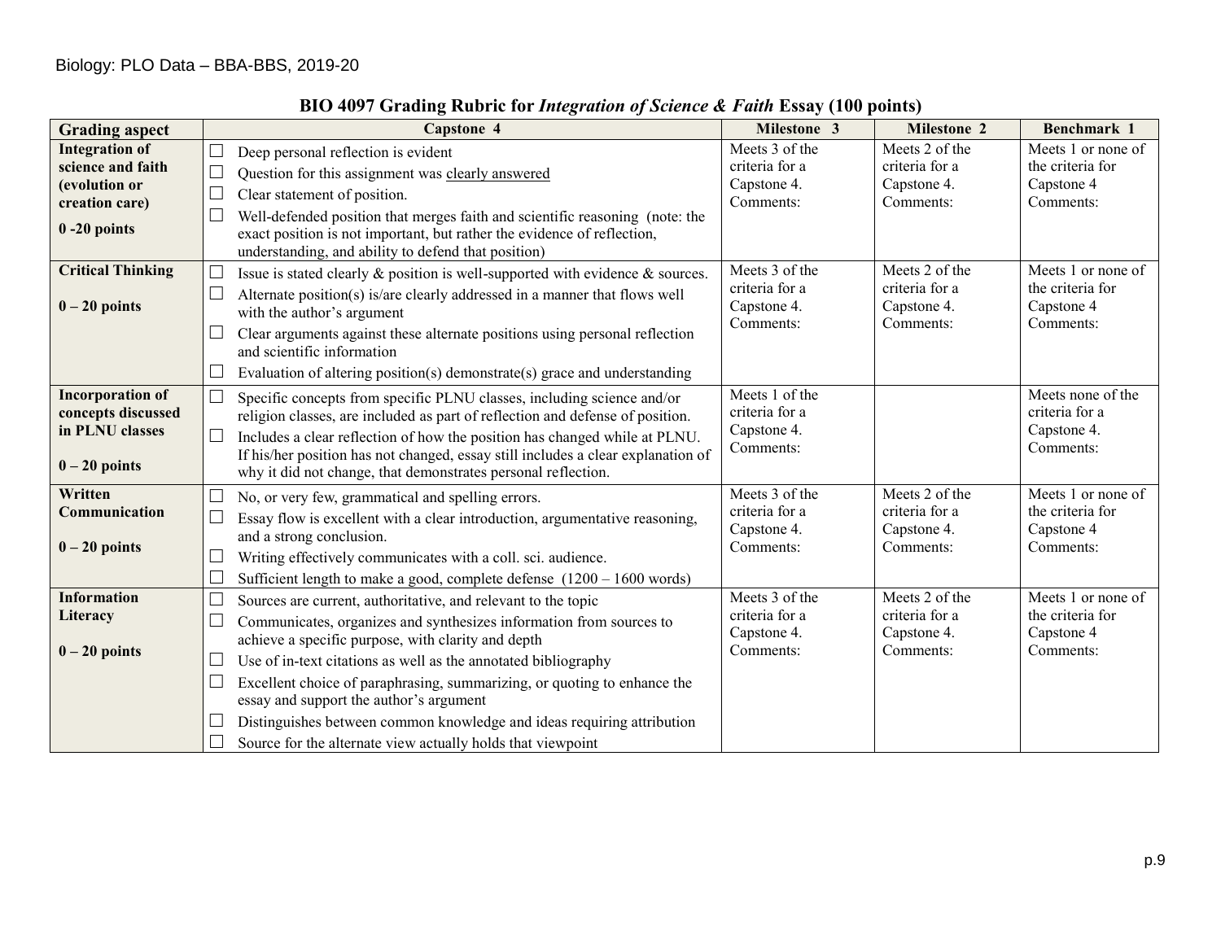Biology: PLO Data – BBA-BBS, 2019-20

## BIO 4097 Grading Rubric for *Integration of Science & Faith* Essay (100 points)

| Grading aspect | Capstone 4 | Milestone 3 | Milestone 2 | Benchmark 1 |
|---|---|---|---|---|
| **Integration of science and faith (evolution or creation care)**<br><br>**0 -20 points** | ☐ Deep personal reflection is evident<br>☐ Question for this assignment was clearly answered<br>☐ Clear statement of position.<br>☐ Well-defended position that merges faith and scientific reasoning (note: the exact position is not important, but rather the evidence of reflection, understanding, and ability to defend that position) | Meets 3 of the criteria for a Capstone 4. Comments: | Meets 2 of the criteria for a Capstone 4. Comments: | Meets 1 or none of the criteria for Capstone 4 Comments: |
| **Critical Thinking**<br><br>**0 – 20 points** | ☐ Issue is stated clearly & position is well-supported with evidence & sources.<br>☐ Alternate position(s) is/are clearly addressed in a manner that flows well with the author's argument<br>☐ Clear arguments against these alternate positions using personal reflection and scientific information<br>☐ Evaluation of altering position(s) demonstrate(s) grace and understanding | Meets 3 of the criteria for a Capstone 4. Comments: | Meets 2 of the criteria for a Capstone 4. Comments: | Meets 1 or none of the criteria for Capstone 4 Comments: |
| **Incorporation of concepts discussed in PLNU classes**<br><br>**0 – 20 points** | ☐ Specific concepts from specific PLNU classes, including science and/or religion classes, are included as part of reflection and defense of position.<br>☐ Includes a clear reflection of how the position has changed while at PLNU. If his/her position has not changed, essay still includes a clear explanation of why it did not change, that demonstrates personal reflection. | Meets 1 of the criteria for a Capstone 4. Comments: | | Meets none of the criteria for a Capstone 4. Comments: |
| **Written Communication**<br><br>**0 – 20 points** | ☐ No, or very few, grammatical and spelling errors.<br>☐ Essay flow is excellent with a clear introduction, argumentative reasoning, and a strong conclusion.<br>☐ Writing effectively communicates with a coll. sci. audience.<br>☐ Sufficient length to make a good, complete defense (1200 – 1600 words) | Meets 3 of the criteria for a Capstone 4. Comments: | Meets 2 of the criteria for a Capstone 4. Comments: | Meets 1 or none of the criteria for Capstone 4 Comments: |
| **Information Literacy**<br><br>**0 – 20 points** | ☐ Sources are current, authoritative, and relevant to the topic<br>☐ Communicates, organizes and synthesizes information from sources to achieve a specific purpose, with clarity and depth<br>☐ Use of in-text citations as well as the annotated bibliography<br>☐ Excellent choice of paraphrasing, summarizing, or quoting to enhance the essay and support the author's argument<br>☐ Distinguishes between common knowledge and ideas requiring attribution<br>☐ Source for the alternate view actually holds that viewpoint | Meets 3 of the criteria for a Capstone 4. Comments: | Meets 2 of the criteria for a Capstone 4. Comments: | Meets 1 or none of the criteria for Capstone 4 Comments: |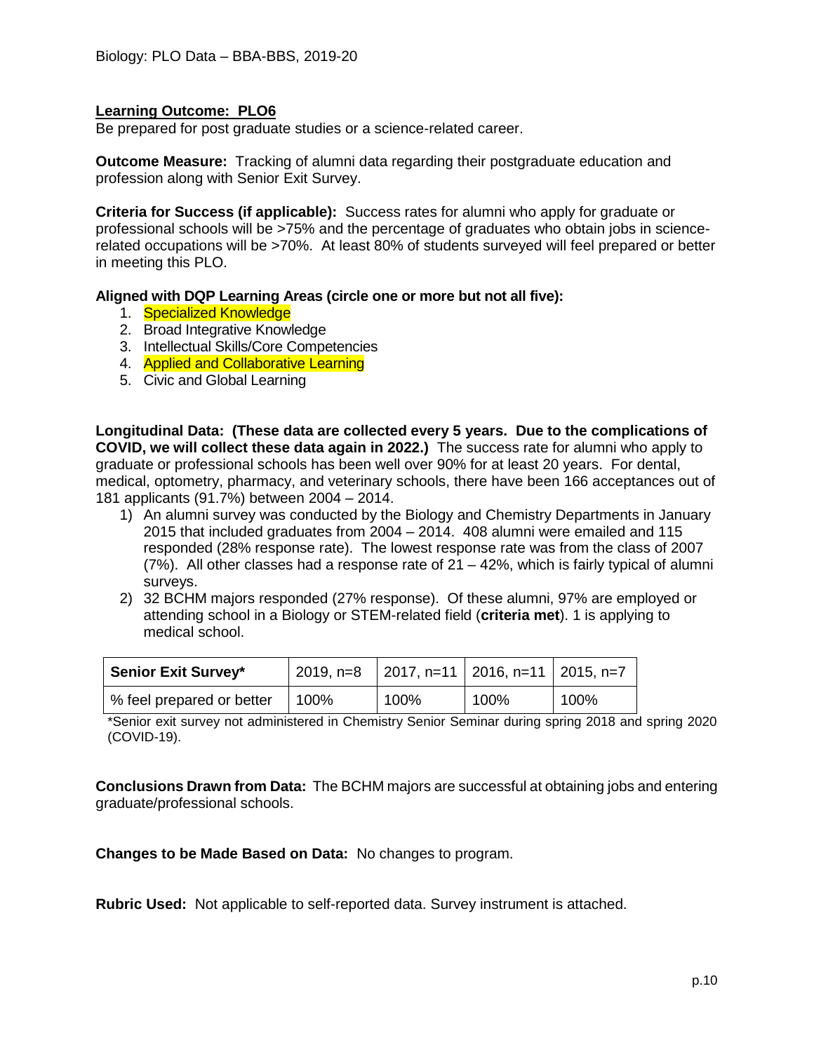**Learning Outcome: PLO6**

Be prepared for post graduate studies or a science-related career.

**Outcome Measure:** Tracking of alumni data regarding their postgraduate education and profession along with Senior Exit Survey.

**Criteria for Success (if applicable):** Success rates for alumni who apply for graduate or professional schools will be >75% and the percentage of graduates who obtain jobs in science-related occupations will be >70%. At least 80% of students surveyed will feel prepared or better in meeting this PLO.

**Aligned with DQP Learning Areas (circle one or more but not all five):**

1. Specialized Knowledge
2. Broad Integrative Knowledge
3. Intellectual Skills/Core Competencies
4. Applied and Collaborative Learning
5. Civic and Global Learning

**Longitudinal Data: (These data are collected every 5 years. Due to the complications of COVID, we will collect these data again in 2022.)** The success rate for alumni who apply to graduate or professional schools has been well over 90% for at least 20 years. For dental, medical, optometry, pharmacy, and veterinary schools, there have been 166 acceptances out of 181 applicants (91.7%) between 2004 – 2014.

1) An alumni survey was conducted by the Biology and Chemistry Departments in January 2015 that included graduates from 2004 – 2014. 408 alumni were emailed and 115 responded (28% response rate). The lowest response rate was from the class of 2007 (7%). All other classes had a response rate of 21 – 42%, which is fairly typical of alumni surveys.
2) 32 BCHM majors responded (27% response). Of these alumni, 97% are employed or attending school in a Biology or STEM-related field (**criteria met**). 1 is applying to medical school.

| **Senior Exit Survey*** | 2019, n=8 | 2017, n=11 | 2016, n=11 | 2015, n=7 |
|---|---|---|---|---|
| % feel prepared or better | 100% | 100% | 100% | 100% |

*Senior exit survey not administered in Chemistry Senior Seminar during spring 2018 and spring 2020 (COVID-19).

**Conclusions Drawn from Data:** The BCHM majors are successful at obtaining jobs and entering graduate/professional schools.

**Changes to be Made Based on Data:** No changes to program.

**Rubric Used:** Not applicable to self-reported data. Survey instrument is attached.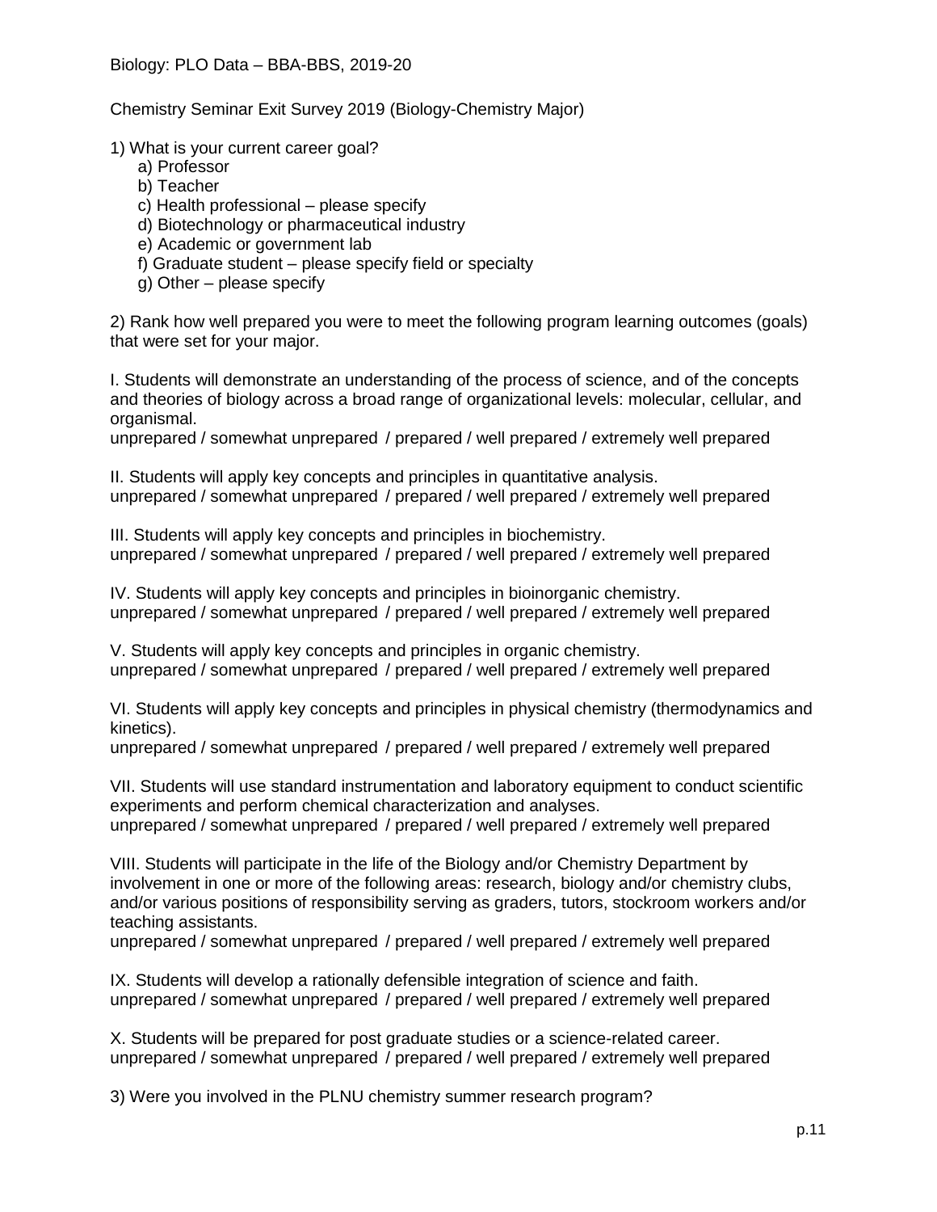Chemistry Seminar Exit Survey 2019 (Biology-Chemistry Major)

1) What is your current career goal?

   a) Professor
   b) Teacher
   c) Health professional – please specify
   d) Biotechnology or pharmaceutical industry
   e) Academic or government lab
   f) Graduate student – please specify field or specialty
   g) Other – please specify

2) Rank how well prepared you were to meet the following program learning outcomes (goals) that were set for your major.

I. Students will demonstrate an understanding of the process of science, and of the concepts and theories of biology across a broad range of organizational levels: molecular, cellular, and organismal.
unprepared / somewhat unprepared / prepared / well prepared / extremely well prepared

II. Students will apply key concepts and principles in quantitative analysis.
unprepared / somewhat unprepared / prepared / well prepared / extremely well prepared

III. Students will apply key concepts and principles in biochemistry.
unprepared / somewhat unprepared / prepared / well prepared / extremely well prepared

IV. Students will apply key concepts and principles in bioinorganic chemistry.
unprepared / somewhat unprepared / prepared / well prepared / extremely well prepared

V. Students will apply key concepts and principles in organic chemistry.
unprepared / somewhat unprepared / prepared / well prepared / extremely well prepared

VI. Students will apply key concepts and principles in physical chemistry (thermodynamics and kinetics).
unprepared / somewhat unprepared / prepared / well prepared / extremely well prepared

VII. Students will use standard instrumentation and laboratory equipment to conduct scientific experiments and perform chemical characterization and analyses.
unprepared / somewhat unprepared / prepared / well prepared / extremely well prepared

VIII. Students will participate in the life of the Biology and/or Chemistry Department by involvement in one or more of the following areas: research, biology and/or chemistry clubs, and/or various positions of responsibility serving as graders, tutors, stockroom workers and/or teaching assistants.
unprepared / somewhat unprepared / prepared / well prepared / extremely well prepared

IX. Students will develop a rationally defensible integration of science and faith.
unprepared / somewhat unprepared / prepared / well prepared / extremely well prepared

X. Students will be prepared for post graduate studies or a science-related career.
unprepared / somewhat unprepared / prepared / well prepared / extremely well prepared

3) Were you involved in the PLNU chemistry summer research program?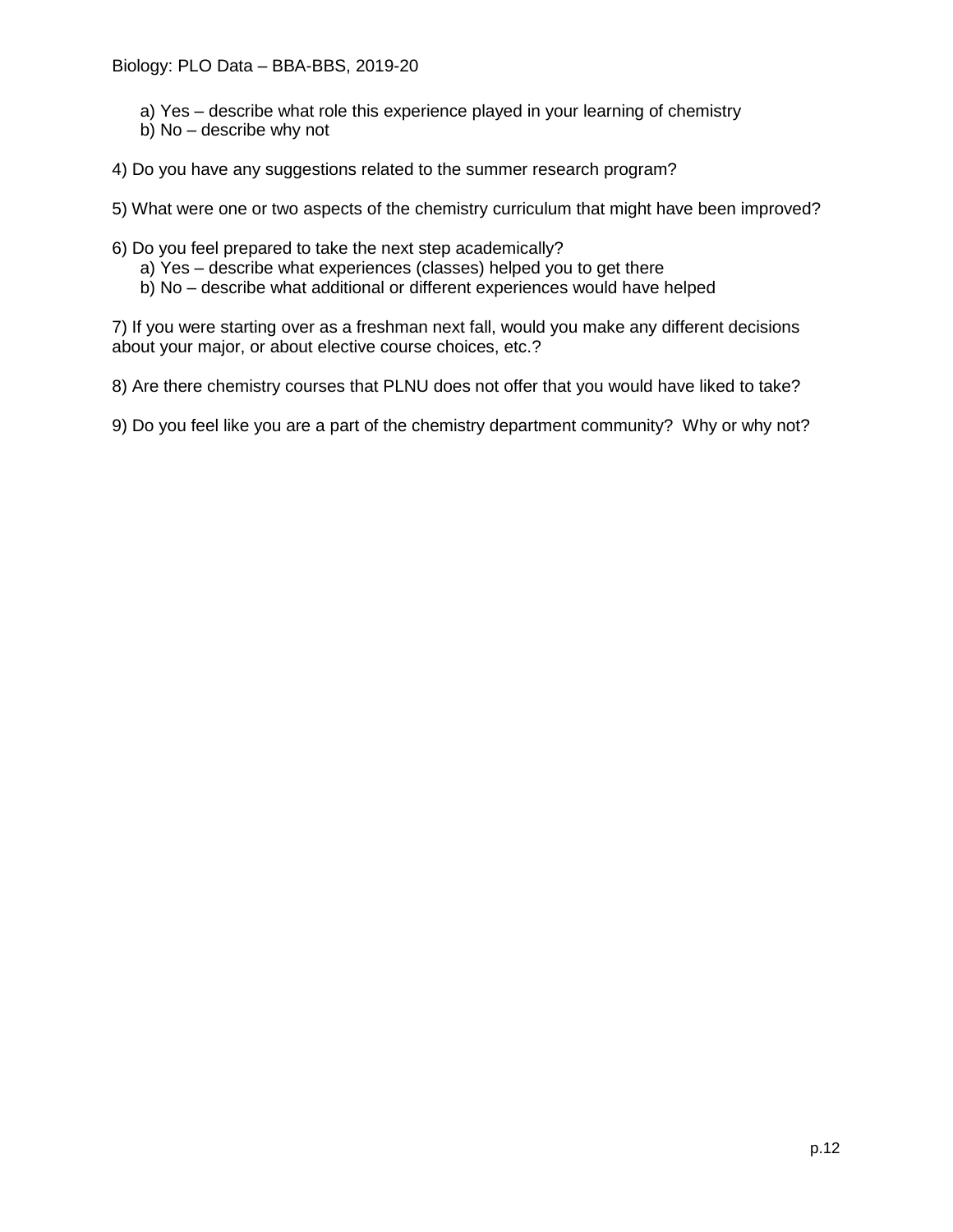a) Yes – describe what role this experience played in your learning of chemistry
   b) No – describe why not

4) Do you have any suggestions related to the summer research program?

5) What were one or two aspects of the chemistry curriculum that might have been improved?

6) Do you feel prepared to take the next step academically?
   a) Yes – describe what experiences (classes) helped you to get there
   b) No – describe what additional or different experiences would have helped

7) If you were starting over as a freshman next fall, would you make any different decisions about your major, or about elective course choices, etc.?

8) Are there chemistry courses that PLNU does not offer that you would have liked to take?

9) Do you feel like you are a part of the chemistry department community? Why or why not?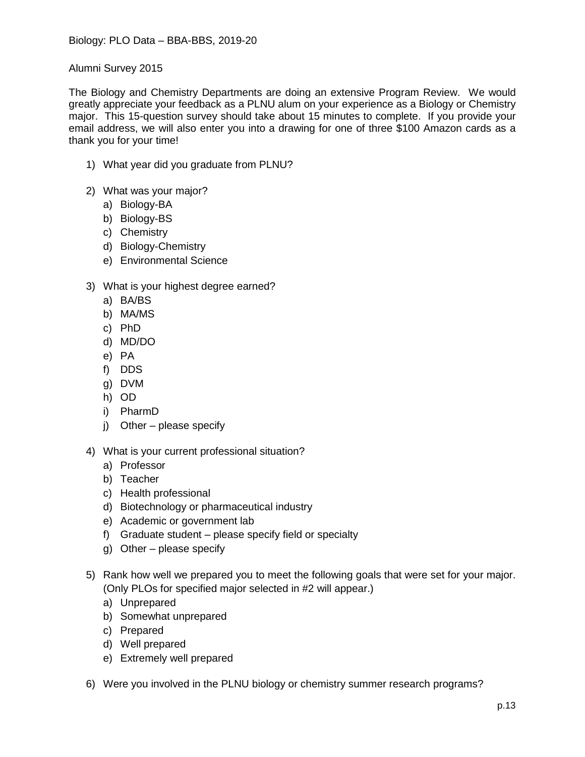Alumni Survey 2015

The Biology and Chemistry Departments are doing an extensive Program Review. We would greatly appreciate your feedback as a PLNU alum on your experience as a Biology or Chemistry major. This 15-question survey should take about 15 minutes to complete. If you provide your email address, we will also enter you into a drawing for one of three $100 Amazon cards as a thank you for your time!

1) What year did you graduate from PLNU?

2) What was your major?
   a) Biology-BA
   b) Biology-BS
   c) Chemistry
   d) Biology-Chemistry
   e) Environmental Science

3) What is your highest degree earned?
   a) BA/BS
   b) MA/MS
   c) PhD
   d) MD/DO
   e) PA
   f) DDS
   g) DVM
   h) OD
   i) PharmD
   j) Other – please specify

4) What is your current professional situation?
   a) Professor
   b) Teacher
   c) Health professional
   d) Biotechnology or pharmaceutical industry
   e) Academic or government lab
   f) Graduate student – please specify field or specialty
   g) Other – please specify

5) Rank how well we prepared you to meet the following goals that were set for your major. (Only PLOs for specified major selected in #2 will appear.)
   a) Unprepared
   b) Somewhat unprepared
   c) Prepared
   d) Well prepared
   e) Extremely well prepared

6) Were you involved in the PLNU biology or chemistry summer research programs?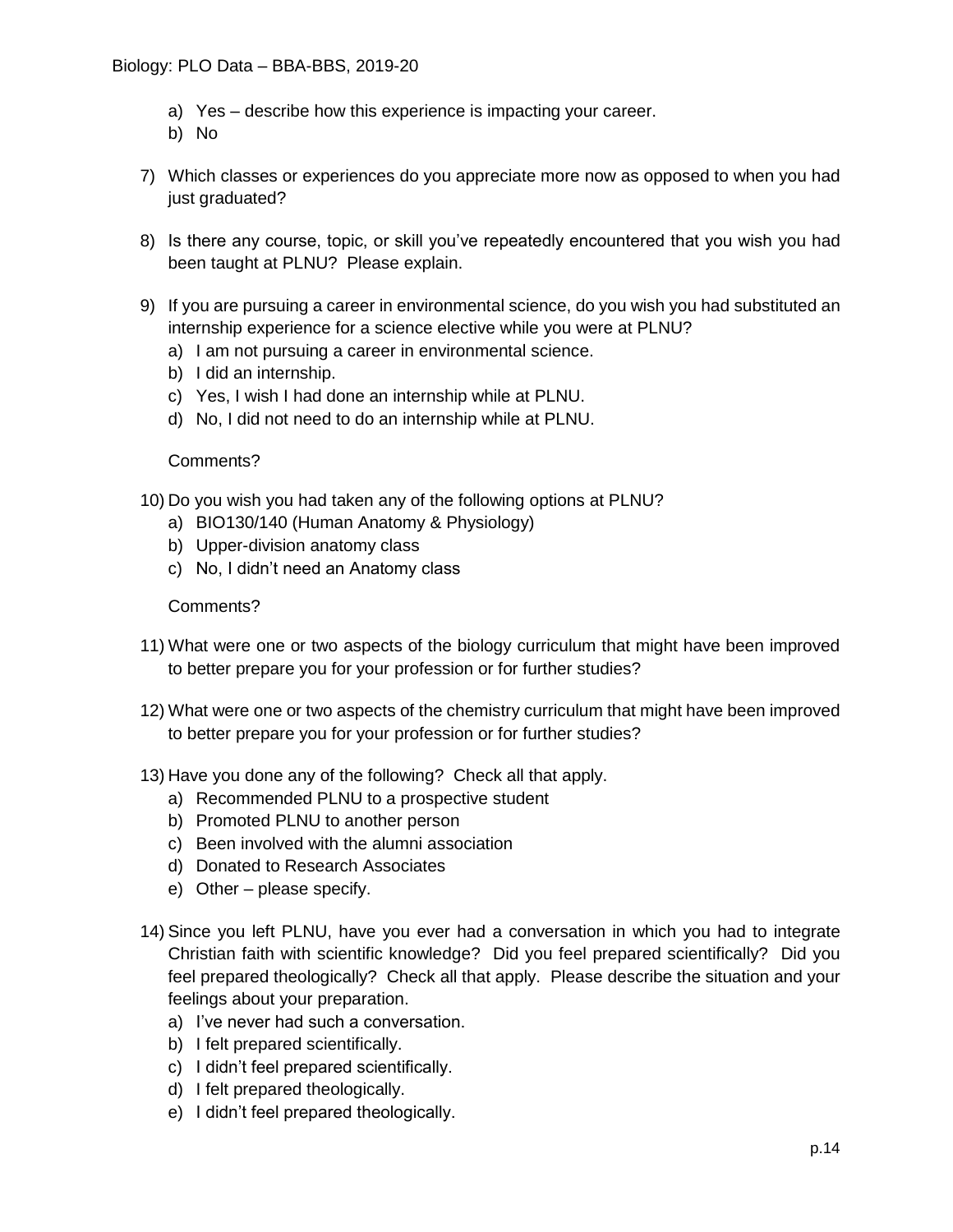a) Yes – describe how this experience is impacting your career.
   b) No

7) Which classes or experiences do you appreciate more now as opposed to when you had just graduated?

8) Is there any course, topic, or skill you've repeatedly encountered that you wish you had been taught at PLNU? Please explain.

9) If you are pursuing a career in environmental science, do you wish you had substituted an internship experience for a science elective while you were at PLNU?
   a) I am not pursuing a career in environmental science.
   b) I did an internship.
   c) Yes, I wish I had done an internship while at PLNU.
   d) No, I did not need to do an internship while at PLNU.

   Comments?

10) Do you wish you had taken any of the following options at PLNU?
    a) BIO130/140 (Human Anatomy & Physiology)
    b) Upper-division anatomy class
    c) No, I didn't need an Anatomy class

    Comments?

11) What were one or two aspects of the biology curriculum that might have been improved to better prepare you for your profession or for further studies?

12) What were one or two aspects of the chemistry curriculum that might have been improved to better prepare you for your profession or for further studies?

13) Have you done any of the following? Check all that apply.
    a) Recommended PLNU to a prospective student
    b) Promoted PLNU to another person
    c) Been involved with the alumni association
    d) Donated to Research Associates
    e) Other – please specify.

14) Since you left PLNU, have you ever had a conversation in which you had to integrate Christian faith with scientific knowledge? Did you feel prepared scientifically? Did you feel prepared theologically? Check all that apply. Please describe the situation and your feelings about your preparation.
    a) I've never had such a conversation.
    b) I felt prepared scientifically.
    c) I didn't feel prepared scientifically.
    d) I felt prepared theologically.
    e) I didn't feel prepared theologically.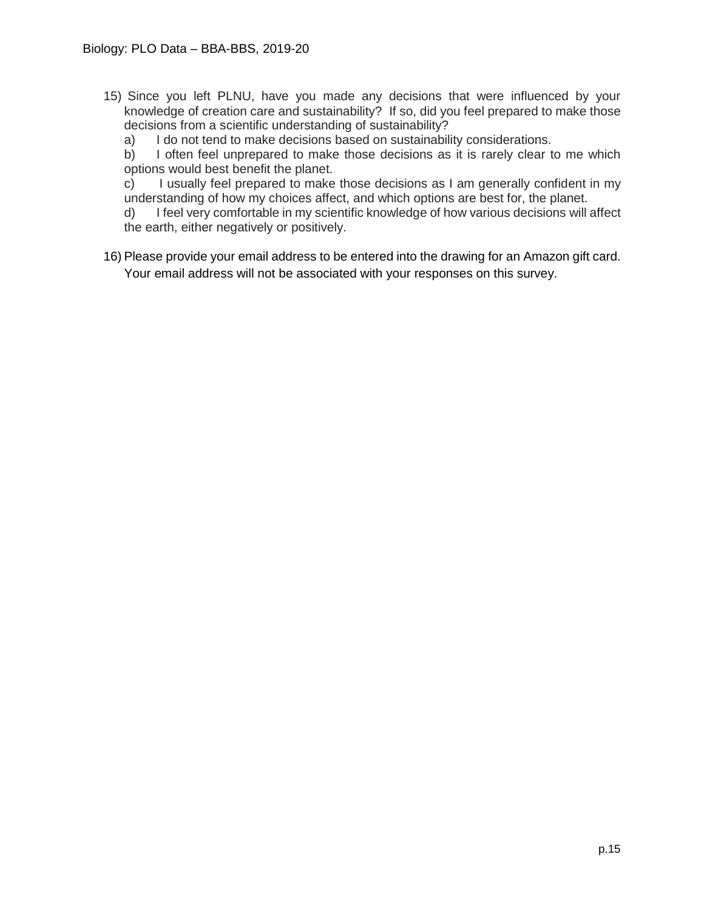15) Since you left PLNU, have you made any decisions that were influenced by your knowledge of creation care and sustainability? If so, did you feel prepared to make those decisions from a scientific understanding of sustainability?

a) I do not tend to make decisions based on sustainability considerations.

b) I often feel unprepared to make those decisions as it is rarely clear to me which options would best benefit the planet.

c) I usually feel prepared to make those decisions as I am generally confident in my understanding of how my choices affect, and which options are best for, the planet.

d) I feel very comfortable in my scientific knowledge of how various decisions will affect the earth, either negatively or positively.

16) Please provide your email address to be entered into the drawing for an Amazon gift card. Your email address will not be associated with your responses on this survey.